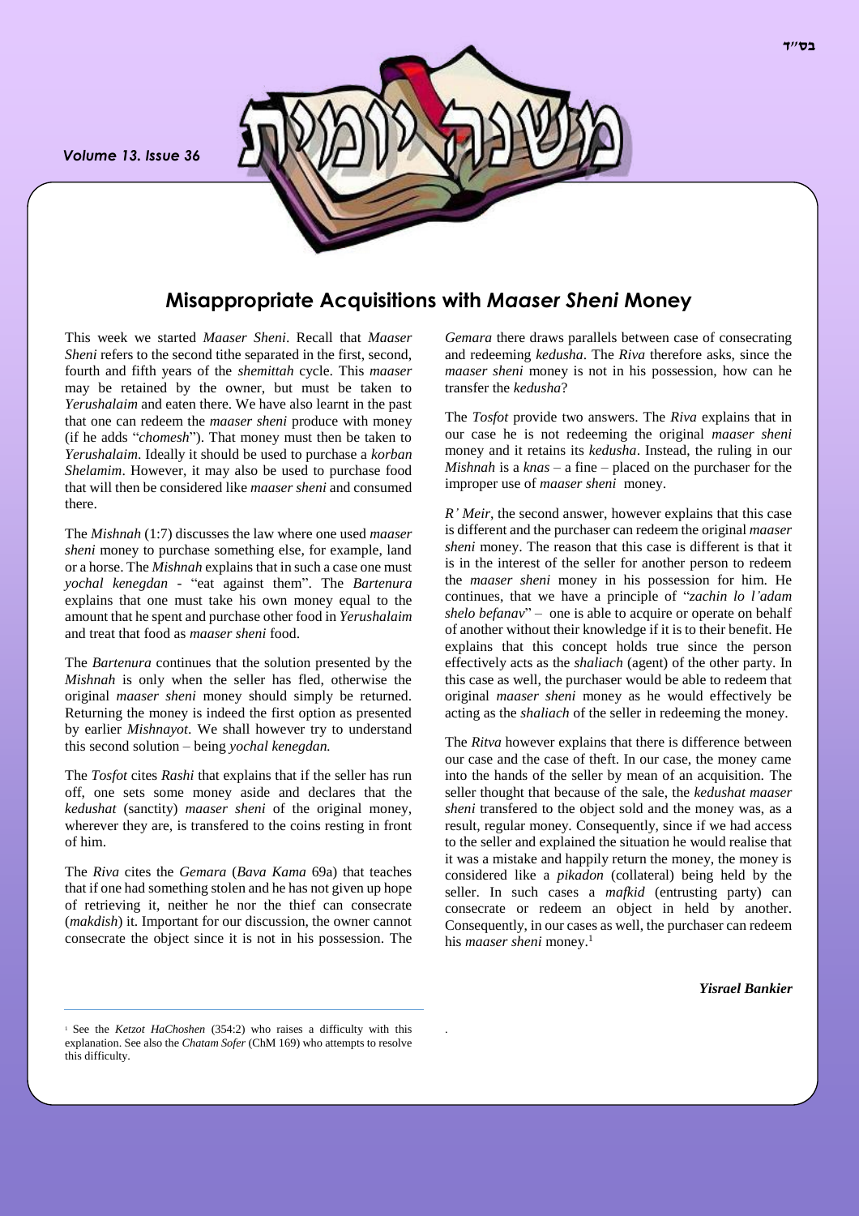# Misappropriate Acquisitions with *Maaser Sheni* Money

This week we started *Maaser Sheni*. Recall that *Maaser Sheni* refers to the second tithe separated in the first, second, fourth and fifth years of the *shemittah* cycle. This *maaser* may be retained by the owner, but must be taken to *Yerushalaim* and eaten there. We have also learnt in the past that one can redeem the *maaser sheni* produce with money (if he adds "*chomesh*"). That money must then be taken to *Yerushalaim*. Ideally it should be used to purchase a *korban Shelamim*. However, it may also be used to purchase food that will then be considered like *maaser sheni* and consumed there.

The *Mishnah* (1:7) discusses the law where one used *maaser sheni* money to purchase something else, for example, land or a horse. The *Mishnah* explains that in such a case one must *yochal kenegdan* - "eat against them". The *Bartenura* explains that one must take his own money equal to the amount that he spent and purchase other food in *Yerushalaim* and treat that food as *maaser sheni* food.

The *Bartenura* continues that the solution presented by the *Mishnah* is only when the seller has fled, otherwise the original *maaser sheni* money should simply be returned. Returning the money is indeed the first option as presented by earlier *Mishnayot*. We shall however try to understand this second solution – being *yochal kenegdan.*

The *Tosfot* cites *Rashi* that explains that if the seller has run off, one sets some money aside and declares that the *kedushat* (sanctity) *maaser sheni* of the original money, wherever they are, is transfered to the coins resting in front of him.

The *Riva* cites the *Gemara* (*Bava Kama* 69a) that teaches that if one had something stolen and he has not given up hope of retrieving it, neither he nor the thief can consecrate (*makdish*) it. Important for our discussion, the owner cannot consecrate the object since it is not in his possession. The *Gemara* there draws parallels between case of consecrating and redeeming *kedusha*. The *Riva* therefore asks, since the *maaser sheni* money is not in his possession, how can he transfer the *kedusha*?

The *Tosfot* provide two answers. The *Riva* explains that in our case he is not redeeming the original *maaser sheni* money and it retains its *kedusha*. Instead, the ruling in our *Mishnah* is a *knas* – a fine – placed on the purchaser for the improper use of *maaser sheni* money.

*R' Meir*, the second answer, however explains that this case is different and the purchaser can redeem the original *maaser sheni* money. The reason that this case is different is that it is in the interest of the seller for another person to redeem the *maaser sheni* money in his possession for him. He continues, that we have a principle of "*zachin lo l'adam shelo befanav*" – one is able to acquire or operate on behalf of another without their knowledge if it is to their benefit. He explains that this concept holds true since the person effectively acts as the *shaliach* (agent) of the other party. In this case as well, the purchaser would be able to redeem that original *maaser sheni* money as he would effectively be acting as the *shaliach* of the seller in redeeming the money.

The *Ritva* however explains that there is difference between our case and the case of theft. In our case, the money came into the hands of the seller by mean of an acquisition. The seller thought that because of the sale, the *kedushat maaser sheni* transfered to the object sold and the money was, as a result, regular money. Consequently, since if we had access to the seller and explained the situation he would realise that it was a mistake and happily return the money, the money is considered like a *pikadon* (collateral) being held by the seller. In such cases a *mafkid* (entrusting party) can consecrate or redeem an object in held by another. Consequently, in our cases as well, the purchaser can redeem his *maaser sheni* money.[1]

***Yisrael Bankier***

[1] See the *Ketzot HaChoshen* (354:2) who raises a difficulty with this explanation. See also the *Chatam Sofer* (ChM 169) who attempts to resolve this difficulty.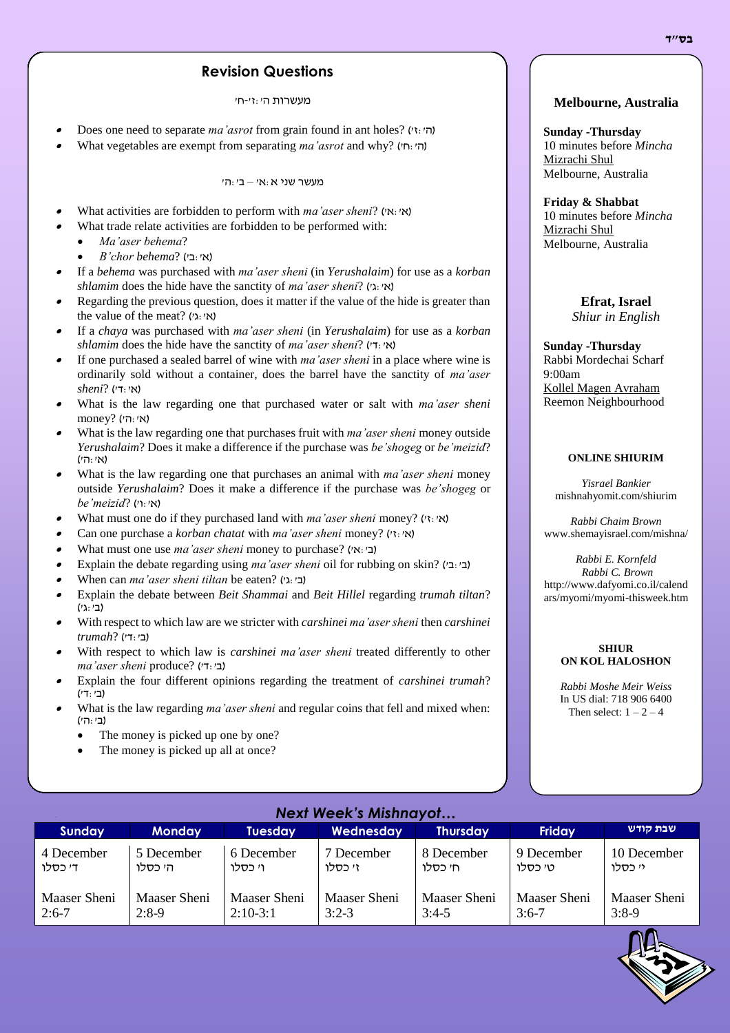## Revision Questions

מעשרות ה׳:ז׳-ח׳

- Does one need to separate *ma'asrot* from grain found in ant holes? (ה׳:ז׳)
- What vegetables are exempt from separating *ma'asrot* and why? (ה׳:ח׳)

מעשר שני א:א׳ – ב׳:ה׳

- What activities are forbidden to perform with *ma'aser sheni*? (א׳:א׳)
- What trade relate activities are forbidden to be performed with:
  - *Ma'aser behema*?
  - *B'chor behema*? (א׳:ב׳)
- If a *behema* was purchased with *ma'aser sheni* (in *Yerushalaim*) for use as a *korban shlamim* does the hide have the sanctity of *ma'aser sheni*? (א׳:ג׳)
- Regarding the previous question, does it matter if the value of the hide is greater than the value of the meat? (א׳:ג׳)
- If a *chaya* was purchased with *ma'aser sheni* (in *Yerushalaim*) for use as a *korban shlamim* does the hide have the sanctity of *ma'aser sheni*? (א׳:ד׳)
- If one purchased a sealed barrel of wine with *ma'aser sheni* in a place where wine is ordinarily sold without a container, does the barrel have the sanctity of *ma'aser sheni*? (א׳:ד׳)
- What is the law regarding one that purchased water or salt with *ma'aser sheni* money? (א׳:ה׳)
- What is the law regarding one that purchases fruit with *ma'aser sheni* money outside *Yerushalaim*? Does it make a difference if the purchase was *be'shogeg* or *be'meizid*? (א׳:ה׳)
- What is the law regarding one that purchases an animal with *ma'aser sheni* money outside *Yerushalaim*? Does it make a difference if the purchase was *be'shogeg* or *be'meizid*? (א׳:ו׳)
- What must one do if they purchased land with *ma'aser sheni* money? (א׳:ז׳)
- Can one purchase a *korban chatat* with *ma'aser sheni* money? (א׳:ז׳)
- What must one use *ma'aser sheni* money to purchase? (ב׳:א׳)
- Explain the debate regarding using *ma'aser sheni* oil for rubbing on skin? (ב׳:ב׳)
- When can *ma'aser sheni tiltan* be eaten? (ב׳:ג׳)
- Explain the debate between *Beit Shammai* and *Beit Hillel* regarding *trumah tiltan*? (ב׳:ג׳)
- With respect to which law are we stricter with *carshinei ma'aser sheni* then *carshinei trumah*? (ב׳:ד׳)
- With respect to which law is *carshinei ma'aser sheni* treated differently to other *ma'aser sheni* produce? (ב׳:ד׳)
- Explain the four different opinions regarding the treatment of *carshinei trumah*? (ב׳:ד׳)
- What is the law regarding *ma'aser sheni* and regular coins that fell and mixed when: (ב׳:ה׳)
  - The money is picked up one by one?
  - The money is picked up all at once?

### Melbourne, Australia

**Sunday -Thursday**
10 minutes before *Mincha*
Mizrachi Shul
Melbourne, Australia

**Friday & Shabbat**
10 minutes before *Mincha*
Mizrachi Shul
Melbourne, Australia

### Efrat, Israel
*Shiur in English*

**Sunday -Thursday**
Rabbi Mordechai Scharf
9:00am
Kollel Magen Avraham
Reemon Neighbourhood

### ONLINE SHIURIM

*Yisrael Bankier*
mishnahyomit.com/shiurim

*Rabbi Chaim Brown*
www.shemayisrael.com/mishna/

*Rabbi E. Kornfeld*
*Rabbi C. Brown*
http://www.dafyomi.co.il/calendars/myomi/myomi-thisweek.htm

### SHIUR ON KOL HALOSHON

*Rabbi Moshe Meir Weiss*
In US dial: 718 906 6400
Then select: 1 – 2 – 4

### *Next Week's Mishnayot…*

| Sunday | Monday | Tuesday | Wednesday | Thursday | Friday | שבת קודש |
|---|---|---|---|---|---|---|
| 4 December<br>ד׳ כסלו | 5 December<br>ה׳ כסלו | 6 December<br>ו׳ כסלו | 7 December<br>ז׳ כסלו | 8 December<br>ח׳ כסלו | 9 December<br>ט׳ כסלו | 10 December<br>י׳ כסלו |
| Maaser Sheni<br>2:6-7 | Maaser Sheni<br>2:8-9 | Maaser Sheni<br>2:10-3:1 | Maaser Sheni<br>3:2-3 | Maaser Sheni<br>3:4-5 | Maaser Sheni<br>3:6-7 | Maaser Sheni<br>3:8-9 |